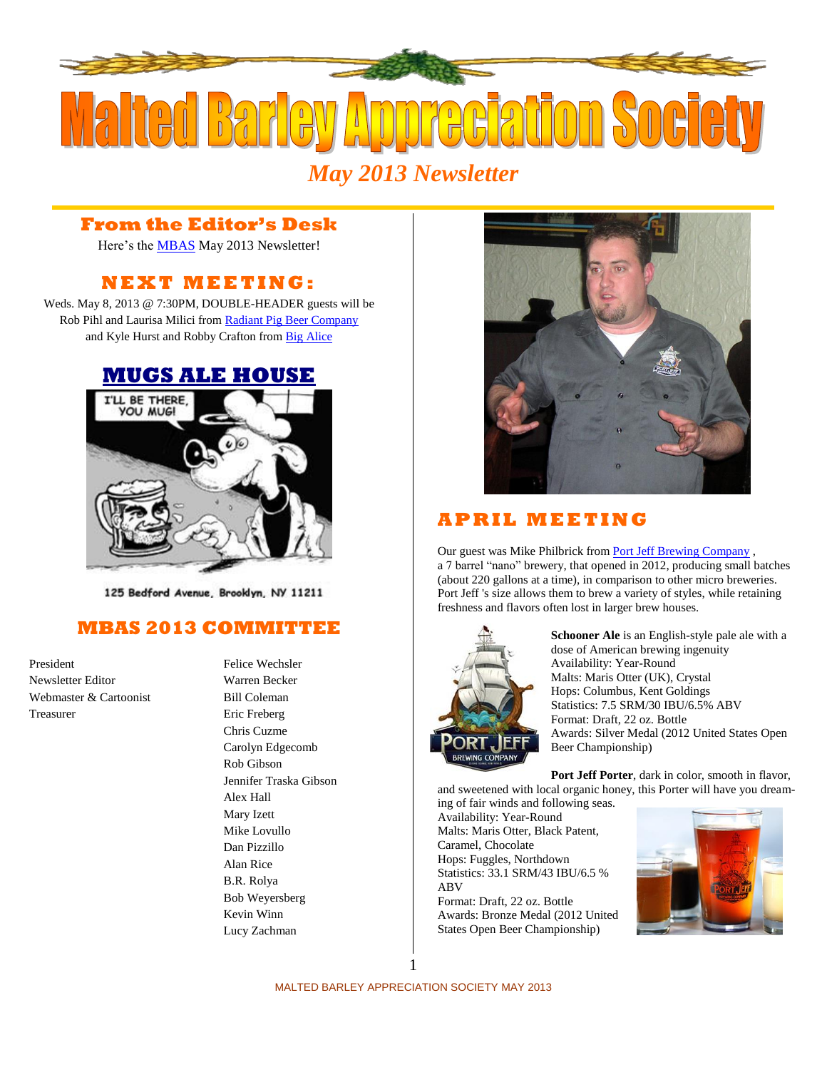# Malted Barley Appreciation Society

*May 2013 Newsletter*

## From the Editor's Desk

Here's the MBAS May 2013 Newsletter!

## NEXT MEETING:

Weds. May 8, 2013 @ 7:30PM, DOUBLE-HEADER guests will be Rob Pihl and Laurisa Milici from Radiant Pig Beer Company and Kyle Hurst and Robby Crafton from Big Alice

## MUGS ALE HOUSE

I'LL BE THERE, YOU MUG!

125 Bedford Avenue, Brooklyn, NY 11211

## MBAS 2013 COMMITTEE

| | |
|---|---|
| President | Felice Wechsler |
| Newsletter Editor | Warren Becker |
| Webmaster & Cartoonist | Bill Coleman |
| Treasurer | Eric Freberg |
| | Chris Cuzme |
| | Carolyn Edgecomb |
| | Rob Gibson |
| | Jennifer Traska Gibson |
| | Alex Hall |
| | Mary Izett |
| | Mike Lovullo |
| | Dan Pizzillo |
| | Alan Rice |
| | B.R. Rolya |
| | Bob Weyersberg |
| | Kevin Winn |
| | Lucy Zachman |

## APRIL MEETING

Our guest was Mike Philbrick from Port Jeff Brewing Company , a 7 barrel "nano" brewery, that opened in 2012, producing small batches (about 220 gallons at a time), in comparison to other micro breweries. Port Jeff 's size allows them to brew a variety of styles, while retaining freshness and flavors often lost in larger brew houses.

**Schooner Ale** is an English-style pale ale with a dose of American brewing ingenuity
Availability: Year-Round
Malts: Maris Otter (UK), Crystal
Hops: Columbus, Kent Goldings
Statistics: 7.5 SRM/30 IBU/6.5% ABV
Format: Draft, 22 oz. Bottle
Awards: Silver Medal (2012 United States Open Beer Championship)

**Port Jeff Porter**, dark in color, smooth in flavor, and sweetened with local organic honey, this Porter will have you dreaming of fair winds and following seas.
Availability: Year-Round
Malts: Maris Otter, Black Patent, Caramel, Chocolate
Hops: Fuggles, Northdown
Statistics: 33.1 SRM/43 IBU/6.5 % ABV
Format: Draft, 22 oz. Bottle
Awards: Bronze Medal (2012 United States Open Beer Championship)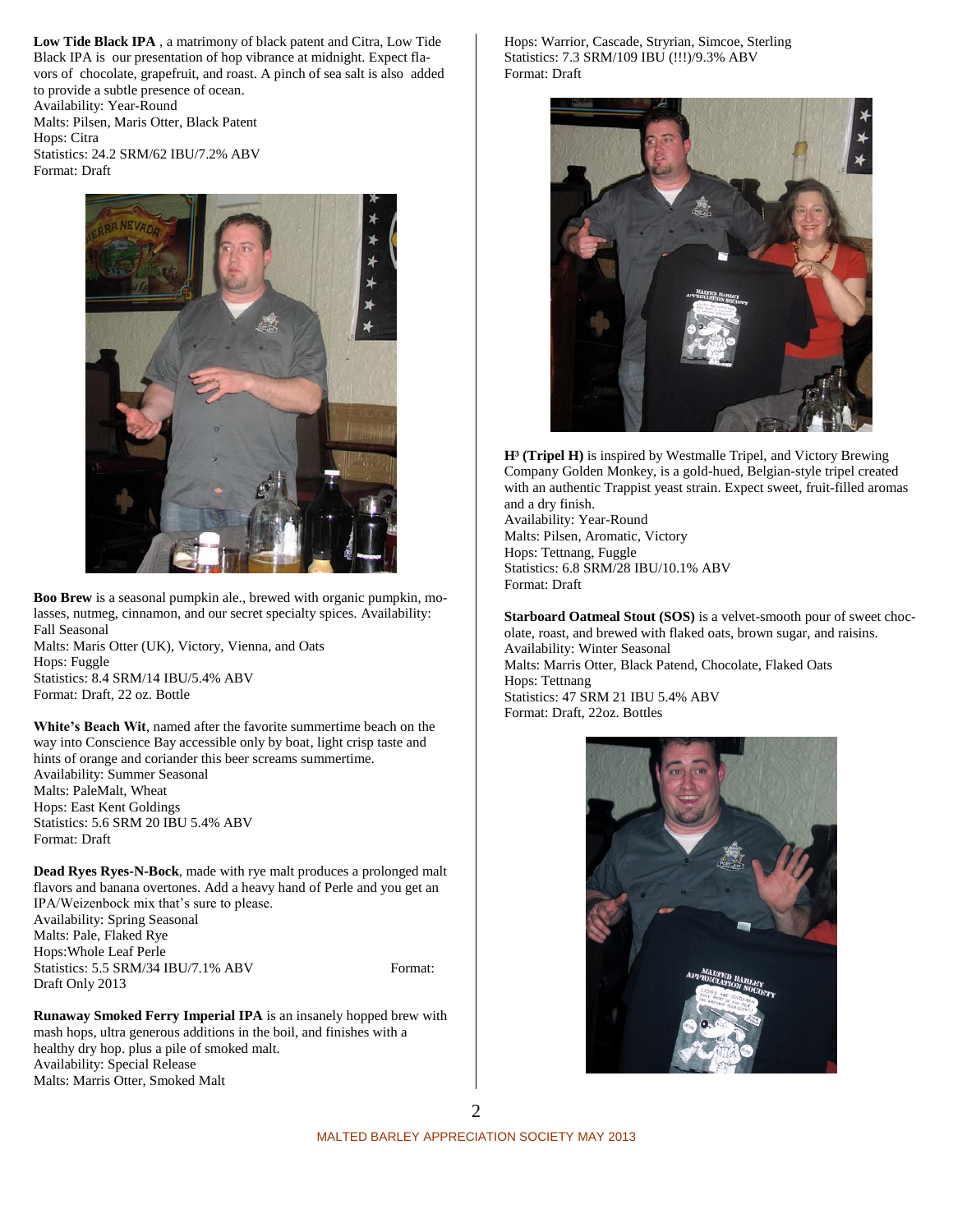**Low Tide Black IPA** , a matrimony of black patent and Citra, Low Tide Black IPA is our presentation of hop vibrance at midnight. Expect flavors of chocolate, grapefruit, and roast. A pinch of sea salt is also added to provide a subtle presence of ocean.
Availability: Year-Round
Malts: Pilsen, Maris Otter, Black Patent
Hops: Citra
Statistics: 24.2 SRM/62 IBU/7.2% ABV
Format: Draft

**Boo Brew** is a seasonal pumpkin ale., brewed with organic pumpkin, molasses, nutmeg, cinnamon, and our secret specialty spices. Availability: Fall Seasonal
Malts: Maris Otter (UK), Victory, Vienna, and Oats
Hops: Fuggle
Statistics: 8.4 SRM/14 IBU/5.4% ABV
Format: Draft, 22 oz. Bottle

**White's Beach Wit**, named after the favorite summertime beach on the way into Conscience Bay accessible only by boat, light crisp taste and hints of orange and coriander this beer screams summertime.
Availability: Summer Seasonal
Malts: PaleMalt, Wheat
Hops: East Kent Goldings
Statistics: 5.6 SRM 20 IBU 5.4% ABV
Format: Draft

**Dead Ryes Ryes-N-Bock**, made with rye malt produces a prolonged malt flavors and banana overtones. Add a heavy hand of Perle and you get an IPA/Weizenbock mix that's sure to please.
Availability: Spring Seasonal
Malts: Pale, Flaked Rye
Hops:Whole Leaf Perle
Statistics: 5.5 SRM/34 IBU/7.1% ABV
Format: Draft Only 2013

**Runaway Smoked Ferry Imperial IPA** is an insanely hopped brew with mash hops, ultra generous additions in the boil, and finishes with a healthy dry hop. plus a pile of smoked malt.
Availability: Special Release
Malts: Marris Otter, Smoked Malt
Hops: Warrior, Cascade, Stryrian, Simcoe, Sterling
Statistics: 7.3 SRM/109 IBU (!!!)/9.3% ABV
Format: Draft

**H³ (Tripel H)** is inspired by Westmalle Tripel, and Victory Brewing Company Golden Monkey, is a gold-hued, Belgian-style tripel created with an authentic Trappist yeast strain. Expect sweet, fruit-filled aromas and a dry finish.
Availability: Year-Round
Malts: Pilsen, Aromatic, Victory
Hops: Tettnang, Fuggle
Statistics: 6.8 SRM/28 IBU/10.1% ABV
Format: Draft

**Starboard Oatmeal Stout (SOS)** is a velvet-smooth pour of sweet chocolate, roast, and brewed with flaked oats, brown sugar, and raisins.
Availability: Winter Seasonal
Malts: Marris Otter, Black Patend, Chocolate, Flaked Oats
Hops: Tettnang
Statistics: 47 SRM 21 IBU 5.4% ABV
Format: Draft, 22oz. Bottles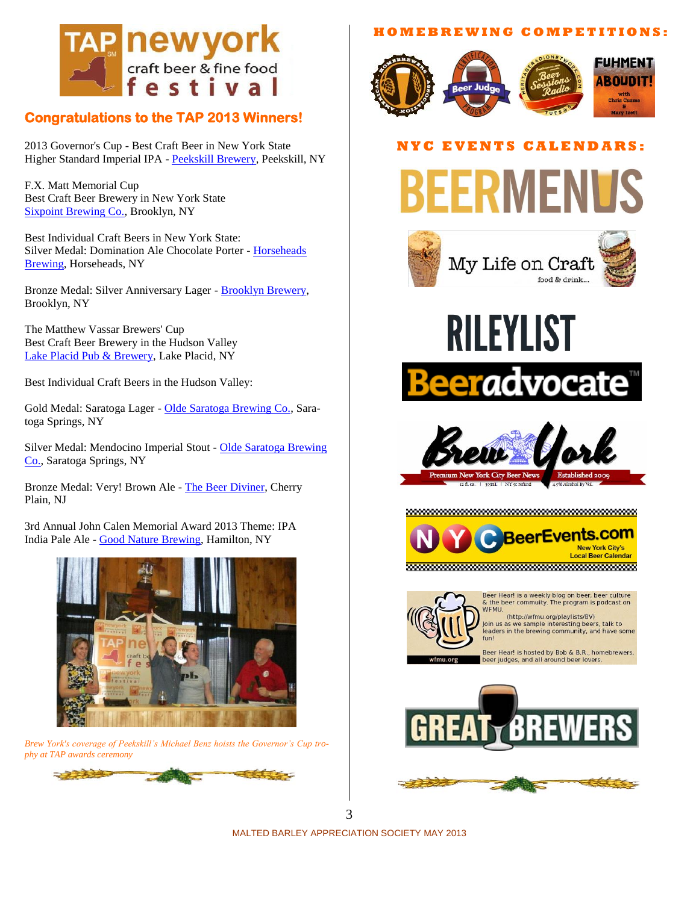## Congratulations to the TAP 2013 Winners!

2013 Governor's Cup - Best Craft Beer in New York State
Higher Standard Imperial IPA - Peekskill Brewery, Peekskill, NY

F.X. Matt Memorial Cup
Best Craft Beer Brewery in New York State
Sixpoint Brewing Co., Brooklyn, NY

Best Individual Craft Beers in New York State:
Silver Medal: Domination Ale Chocolate Porter - Horseheads Brewing, Horseheads, NY

Bronze Medal: Silver Anniversary Lager - Brooklyn Brewery, Brooklyn, NY

The Matthew Vassar Brewers' Cup
Best Craft Beer Brewery in the Hudson Valley
Lake Placid Pub & Brewery, Lake Placid, NY

Best Individual Craft Beers in the Hudson Valley:

Gold Medal: Saratoga Lager - Olde Saratoga Brewing Co., Saratoga Springs, NY

Silver Medal: Mendocino Imperial Stout - Olde Saratoga Brewing Co., Saratoga Springs, NY

Bronze Medal: Very! Brown Ale - The Beer Diviner, Cherry Plain, NJ

3rd Annual John Calen Memorial Award 2013 Theme: IPA
India Pale Ale - Good Nature Brewing, Hamilton, NY

*Brew York's coverage of Peekskill's Michael Benz hoists the Governor's Cup trophy at TAP awards ceremony*

## HOMEBREWING COMPETITIONS:

## NYC EVENTS CALENDARS:

Beer Hear! is a weekly blog on beer, beer culture & the beer community. The program is podcast on WFMU.
(http://wfmu.org/playlists/BV)
Join us as we sample interesting beers, talk to leaders in the brewing community, and have some fun!

Beer Hear! is hosted by Bob & B.R., homebrewers, beer judges, and all around beer lovers.

MALTED BARLEY APPRECIATION SOCIETY MAY 2013